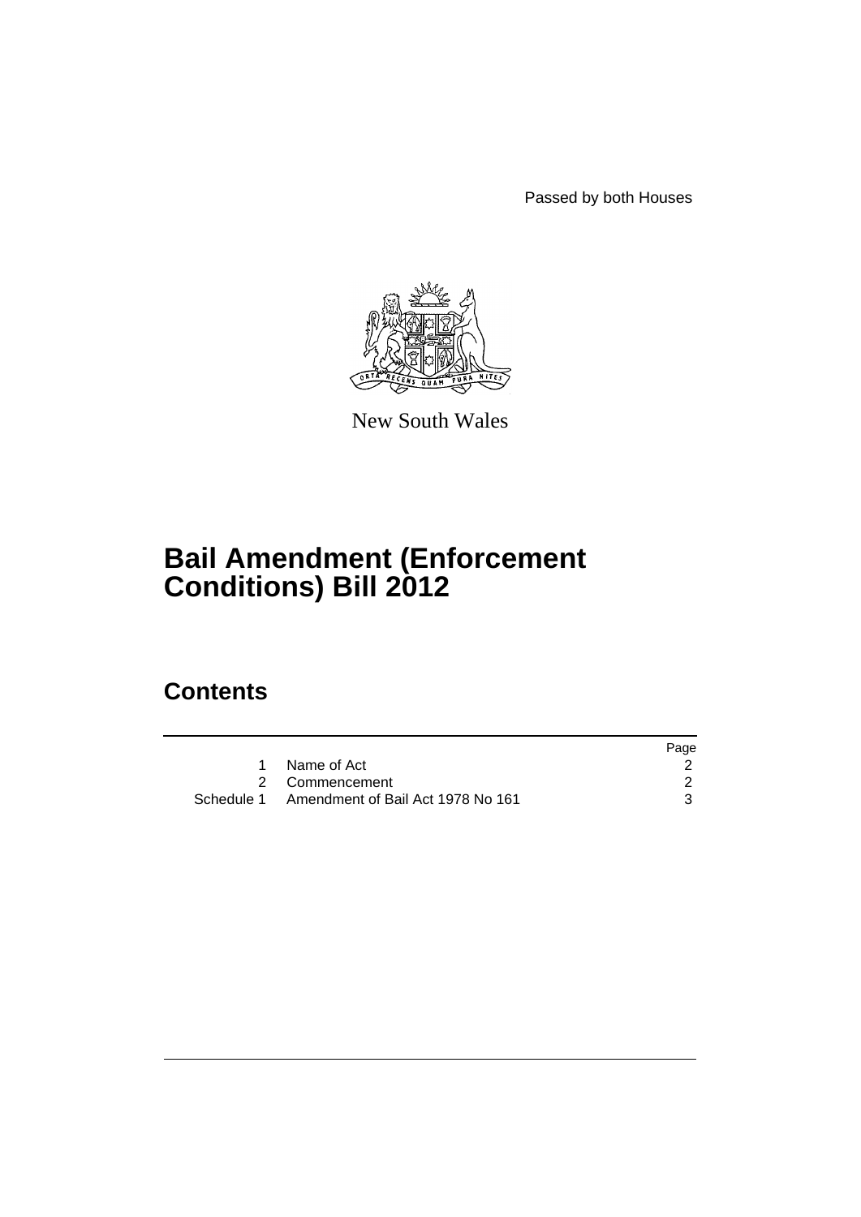Passed by both Houses

New South Wales

# Bail Amendment (Enforcement Conditions) Bill 2012

## Contents

| | | Page |
|---|---|---|
| 1 | Name of Act | 2 |
| 2 | Commencement | 2 |
| Schedule 1 | Amendment of Bail Act 1978 No 161 | 3 |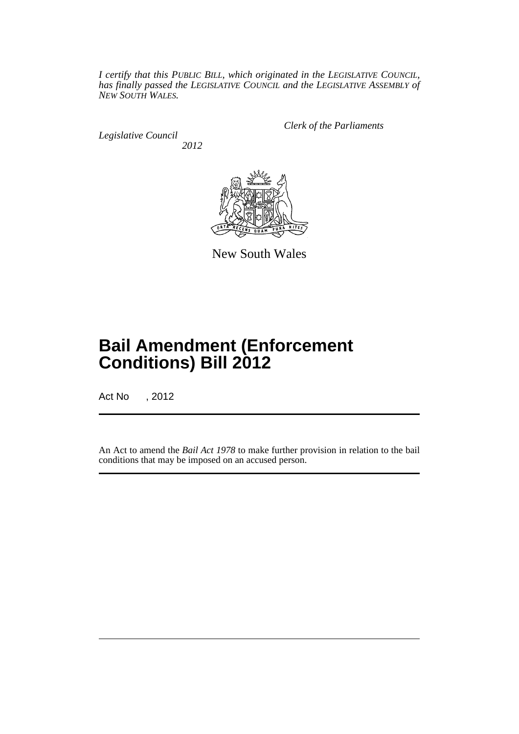*I certify that this PUBLIC BILL, which originated in the LEGISLATIVE COUNCIL, has finally passed the LEGISLATIVE COUNCIL and the LEGISLATIVE ASSEMBLY of NEW SOUTH WALES.*

*Clerk of the Parliaments*

*Legislative Council*

*2012*

New South Wales

# Bail Amendment (Enforcement Conditions) Bill 2012

Act No , 2012

An Act to amend the *Bail Act 1978* to make further provision in relation to the bail conditions that may be imposed on an accused person.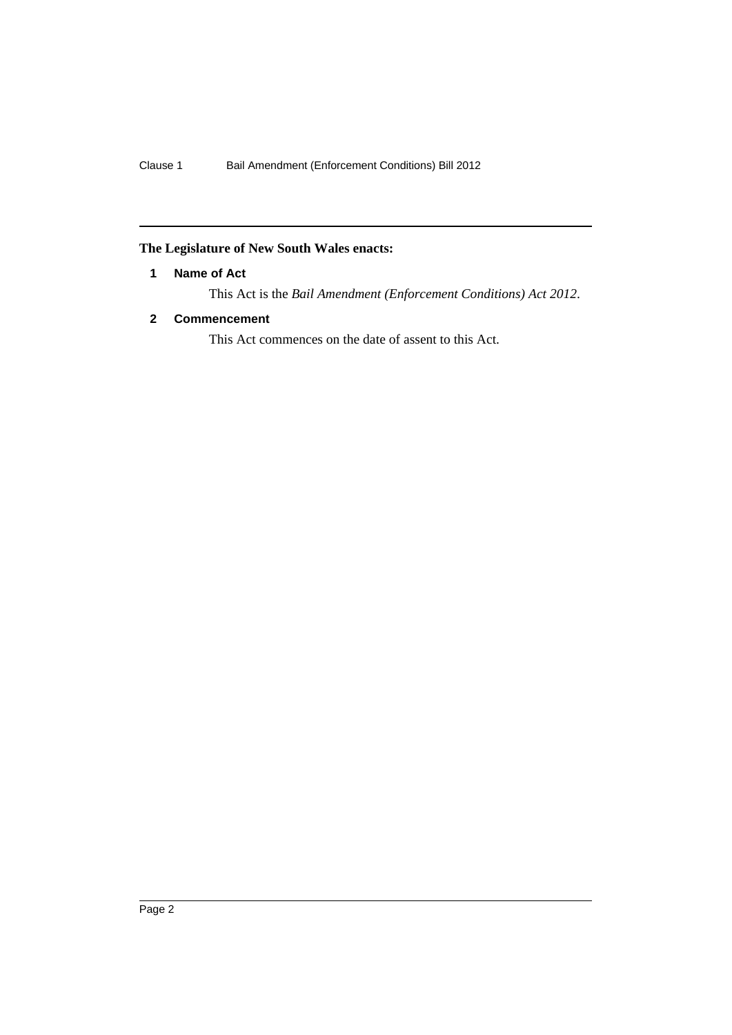**The Legislature of New South Wales enacts:**

## 1 Name of Act

This Act is the *Bail Amendment (Enforcement Conditions) Act 2012*.

## 2 Commencement

This Act commences on the date of assent to this Act.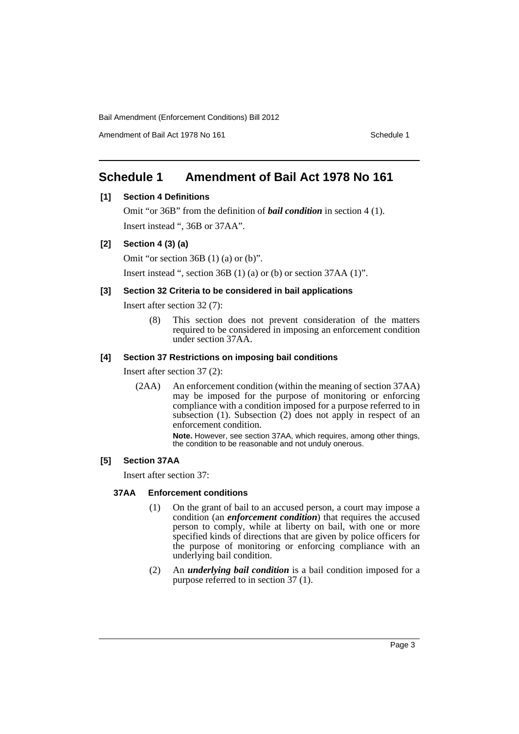## Schedule 1 Amendment of Bail Act 1978 No 161

### [1] Section 4 Definitions

Omit "or 36B" from the definition of ***bail condition*** in section 4 (1).

Insert instead ", 36B or 37AA".

### [2] Section 4 (3) (a)

Omit "or section 36B (1) (a) or (b)".

Insert instead ", section 36B (1) (a) or (b) or section 37AA (1)".

### [3] Section 32 Criteria to be considered in bail applications

Insert after section 32 (7):

> (8) This section does not prevent consideration of the matters required to be considered in imposing an enforcement condition under section 37AA.

### [4] Section 37 Restrictions on imposing bail conditions

Insert after section 37 (2):

> (2AA) An enforcement condition (within the meaning of section 37AA) may be imposed for the purpose of monitoring or enforcing compliance with a condition imposed for a purpose referred to in subsection (1). Subsection (2) does not apply in respect of an enforcement condition.
>
> **Note.** However, see section 37AA, which requires, among other things, the condition to be reasonable and not unduly onerous.

### [5] Section 37AA

Insert after section 37:

#### 37AA Enforcement conditions

> (1) On the grant of bail to an accused person, a court may impose a condition (an ***enforcement condition***) that requires the accused person to comply, while at liberty on bail, with one or more specified kinds of directions that are given by police officers for the purpose of monitoring or enforcing compliance with an underlying bail condition.
>
> (2) An ***underlying bail condition*** is a bail condition imposed for a purpose referred to in section 37 (1).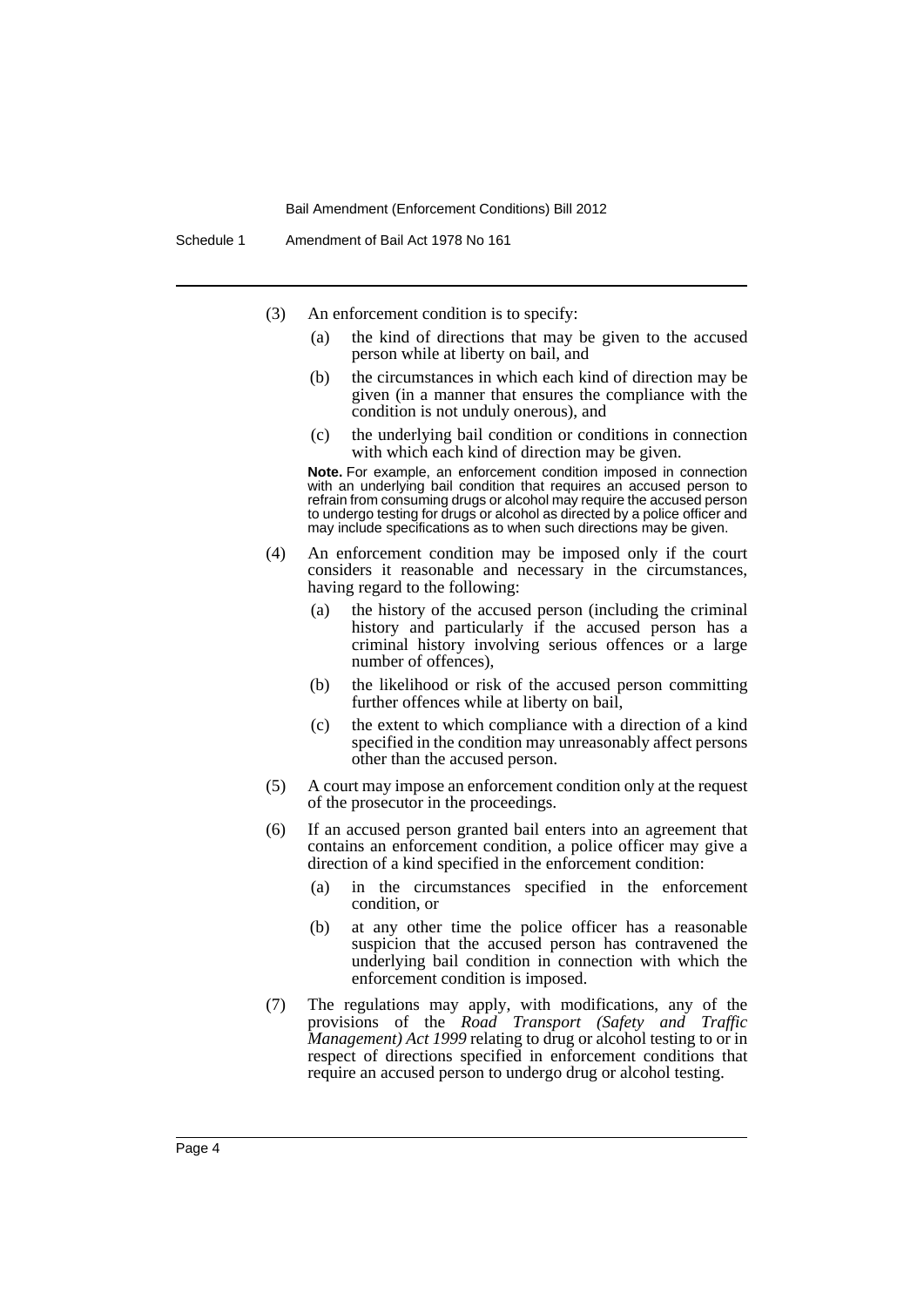(3) An enforcement condition is to specify:

- (a) the kind of directions that may be given to the accused person while at liberty on bail, and
- (b) the circumstances in which each kind of direction may be given (in a manner that ensures the compliance with the condition is not unduly onerous), and
- (c) the underlying bail condition or conditions in connection with which each kind of direction may be given.

**Note.** For example, an enforcement condition imposed in connection with an underlying bail condition that requires an accused person to refrain from consuming drugs or alcohol may require the accused person to undergo testing for drugs or alcohol as directed by a police officer and may include specifications as to when such directions may be given.

(4) An enforcement condition may be imposed only if the court considers it reasonable and necessary in the circumstances, having regard to the following:

- (a) the history of the accused person (including the criminal history and particularly if the accused person has a criminal history involving serious offences or a large number of offences),
- (b) the likelihood or risk of the accused person committing further offences while at liberty on bail,
- (c) the extent to which compliance with a direction of a kind specified in the condition may unreasonably affect persons other than the accused person.

(5) A court may impose an enforcement condition only at the request of the prosecutor in the proceedings.

(6) If an accused person granted bail enters into an agreement that contains an enforcement condition, a police officer may give a direction of a kind specified in the enforcement condition:

- (a) in the circumstances specified in the enforcement condition, or
- (b) at any other time the police officer has a reasonable suspicion that the accused person has contravened the underlying bail condition in connection with which the enforcement condition is imposed.

(7) The regulations may apply, with modifications, any of the provisions of the *Road Transport (Safety and Traffic Management) Act 1999* relating to drug or alcohol testing to or in respect of directions specified in enforcement conditions that require an accused person to undergo drug or alcohol testing.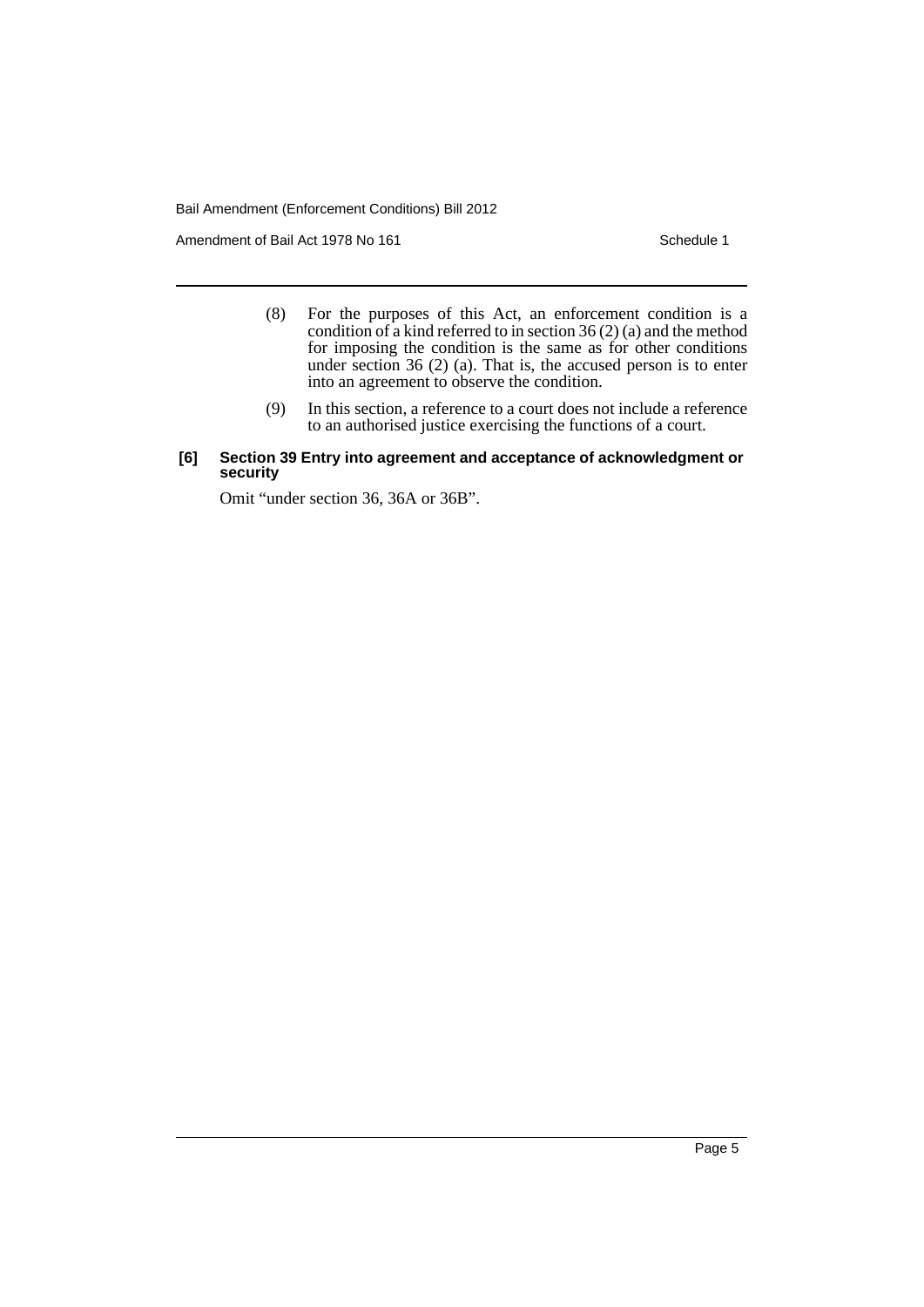(8) For the purposes of this Act, an enforcement condition is a condition of a kind referred to in section 36 (2) (a) and the method for imposing the condition is the same as for other conditions under section 36 (2) (a). That is, the accused person is to enter into an agreement to observe the condition.

(9) In this section, a reference to a court does not include a reference to an authorised justice exercising the functions of a court.

**[6] Section 39 Entry into agreement and acceptance of acknowledgment or security**

Omit "under section 36, 36A or 36B".